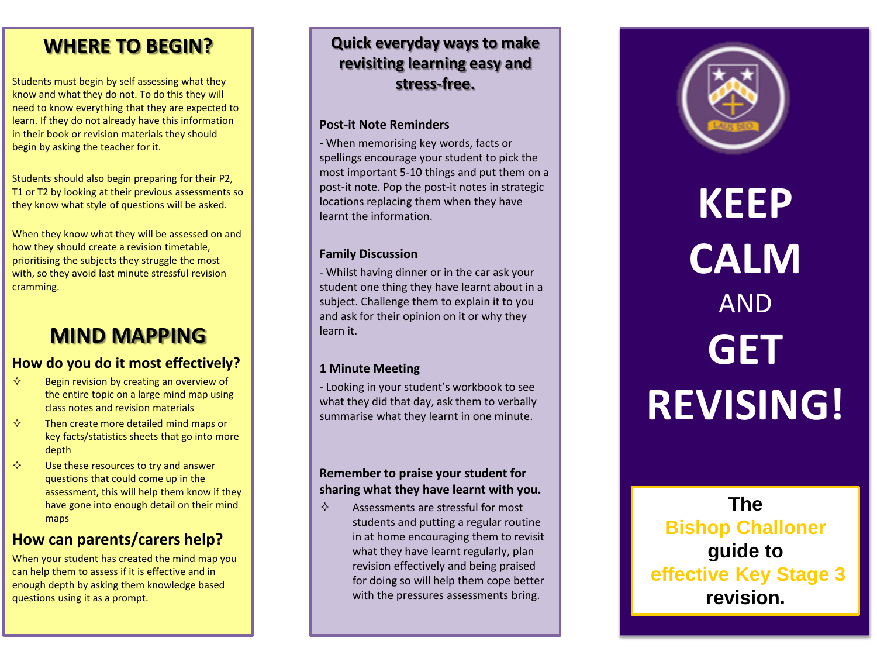## WHERE TO BEGIN?

Students must begin by self assessing what they know and what they do not. To do this they will need to know everything that they are expected to learn. If they do not already have this information in their book or revision materials they should begin by asking the teacher for it.

Students should also begin preparing for their P2, T1 or T2 by looking at their previous assessments so they know what style of questions will be asked.

When they know what they will be assessed on and how they should create a revision timetable, prioritising the subjects they struggle the most with, so they avoid last minute stressful revision cramming.

## MIND MAPPING

### How do you do it most effectively?

- Begin revision by creating an overview of the entire topic on a large mind map using class notes and revision materials
- Then create more detailed mind maps or key facts/statistics sheets that go into more depth
- Use these resources to try and answer questions that could come up in the assessment, this will help them know if they have gone into enough detail on their mind maps

### How can parents/carers help?

When your student has created the mind map you can help them to assess if it is effective and in enough depth by asking them knowledge based questions using it as a prompt.

## Quick everyday ways to make revisiting learning easy and stress-free.

**Post-it Note Reminders**

- When memorising key words, facts or spellings encourage your student to pick the most important 5-10 things and put them on a post-it note. Pop the post-it notes in strategic locations replacing them when they have learnt the information.

**Family Discussion**

- Whilst having dinner or in the car ask your student one thing they have learnt about in a subject. Challenge them to explain it to you and ask for their opinion on it or why they learn it.

**1 Minute Meeting**

- Looking in your student's workbook to see what they did that day, ask them to verbally summarise what they learnt in one minute.

**Remember to praise your student for sharing what they have learnt with you.**

- Assessments are stressful for most students and putting a regular routine in at home encouraging them to revisit what they have learnt regularly, plan revision effectively and being praised for doing so will help them cope better with the pressures assessments bring.

# KEEP CALM AND GET REVISING!

**The Bishop Challoner guide to effective Key Stage 3 revision.**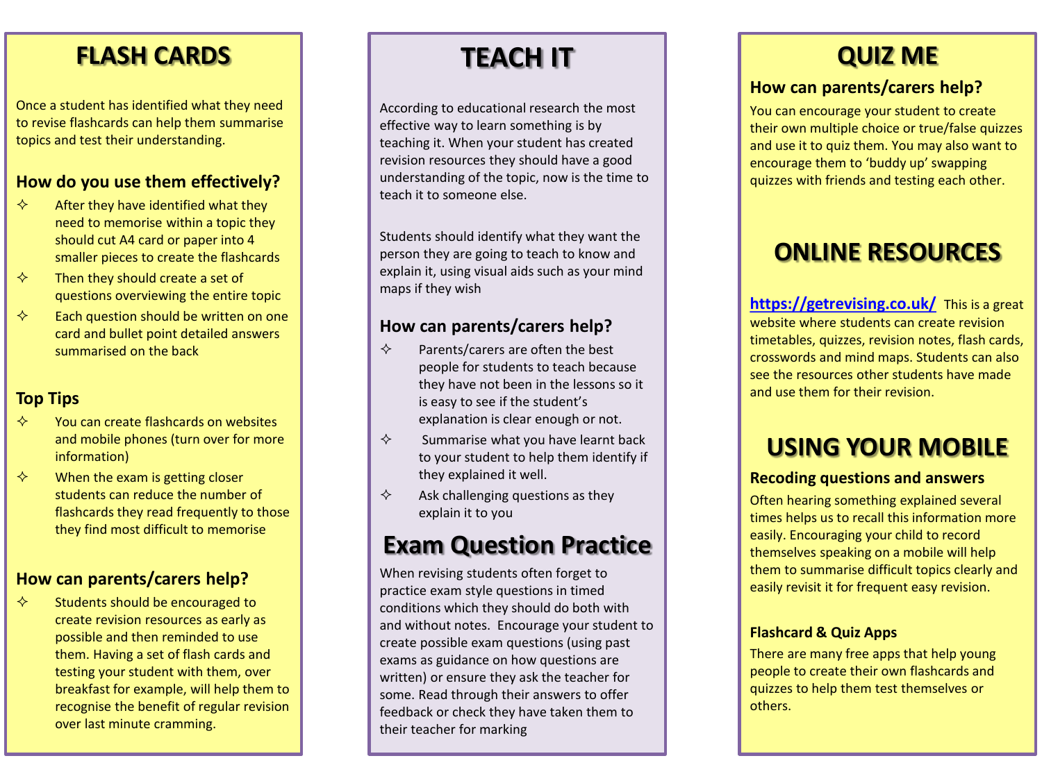# FLASH CARDS

Once a student has identified what they need to revise flashcards can help them summarise topics and test their understanding.

## How do you use them effectively?

- After they have identified what they need to memorise within a topic they should cut A4 card or paper into 4 smaller pieces to create the flashcards
- Then they should create a set of questions overviewing the entire topic
- Each question should be written on one card and bullet point detailed answers summarised on the back

## Top Tips

- You can create flashcards on websites and mobile phones (turn over for more information)
- When the exam is getting closer students can reduce the number of flashcards they read frequently to those they find most difficult to memorise

## How can parents/carers help?

- Students should be encouraged to create revision resources as early as possible and then reminded to use them. Having a set of flash cards and testing your student with them, over breakfast for example, will help them to recognise the benefit of regular revision over last minute cramming.

# TEACH IT

According to educational research the most effective way to learn something is by teaching it. When your student has created revision resources they should have a good understanding of the topic, now is the time to teach it to someone else.

Students should identify what they want the person they are going to teach to know and explain it, using visual aids such as your mind maps if they wish

## How can parents/carers help?

- Parents/carers are often the best people for students to teach because they have not been in the lessons so it is easy to see if the student's explanation is clear enough or not.
- Summarise what you have learnt back to your student to help them identify if they explained it well.
- Ask challenging questions as they explain it to you

# Exam Question Practice

When revising students often forget to practice exam style questions in timed conditions which they should do both with and without notes. Encourage your student to create possible exam questions (using past exams as guidance on how questions are written) or ensure they ask the teacher for some. Read through their answers to offer feedback or check they have taken them to their teacher for marking

# QUIZ ME

## How can parents/carers help?

You can encourage your student to create their own multiple choice or true/false quizzes and use it to quiz them. You may also want to encourage them to 'buddy up' swapping quizzes with friends and testing each other.

# ONLINE RESOURCES

[https://getrevising.co.uk/](https://getrevising.co.uk/) This is a great website where students can create revision timetables, quizzes, revision notes, flash cards, crosswords and mind maps. Students can also see the resources other students have made and use them for their revision.

# USING YOUR MOBILE

## Recoding questions and answers

Often hearing something explained several times helps us to recall this information more easily. Encouraging your child to record themselves speaking on a mobile will help them to summarise difficult topics clearly and easily revisit it for frequent easy revision.

### Flashcard & Quiz Apps

There are many free apps that help young people to create their own flashcards and quizzes to help them test themselves or others.